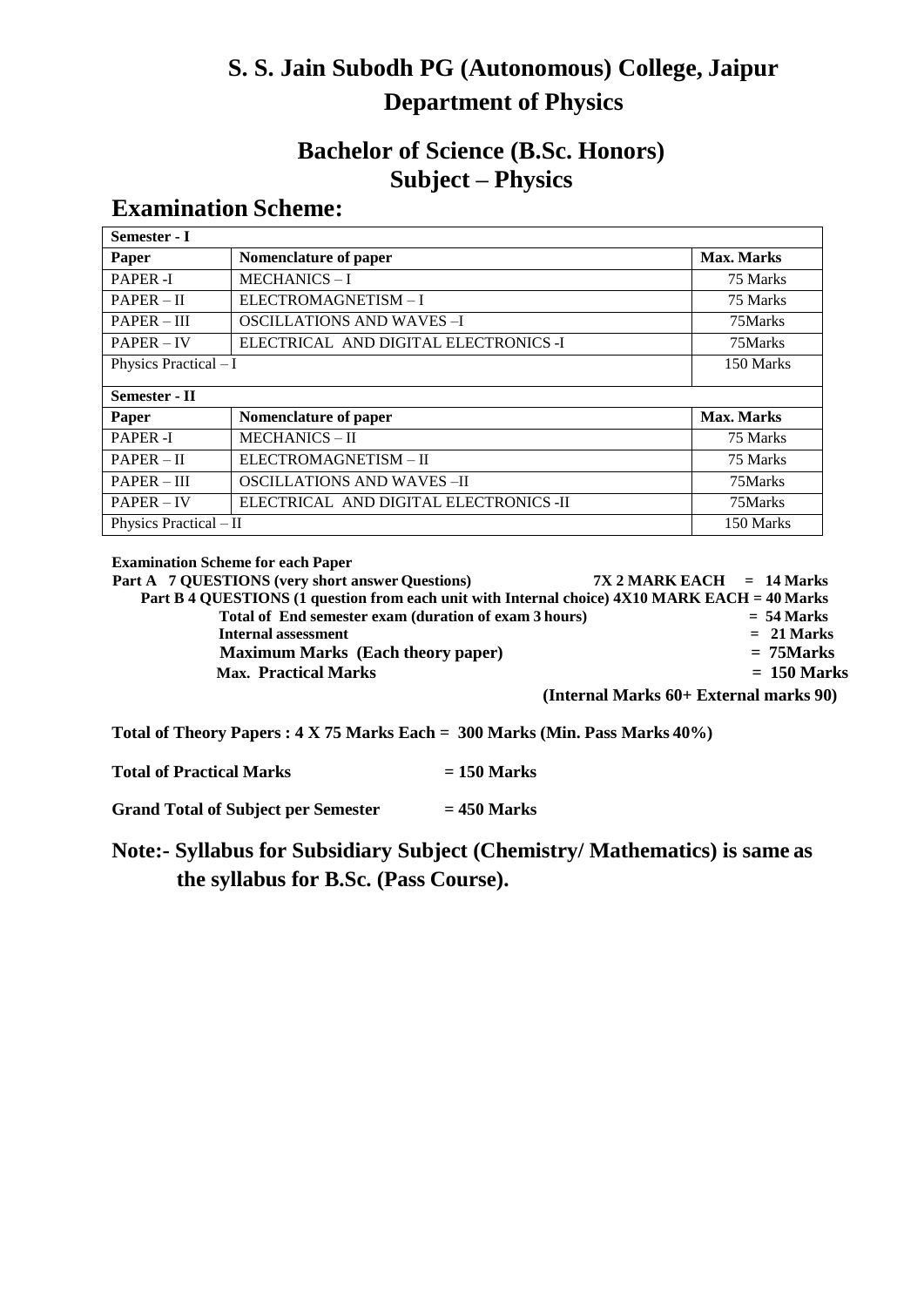# S. S. Jain Subodh PG (Autonomous) College, Jaipur

## Department of Physics

## Bachelor of Science (B.Sc. Honors)

## Subject – Physics

## Examination Scheme:

| **Semester - I** | | |
|---|---|---|
| **Paper** | **Nomenclature of paper** | **Max. Marks** |
| PAPER -I | MECHANICS – I | 75 Marks |
| PAPER – II | ELECTROMAGNETISM – I | 75 Marks |
| PAPER – III | OSCILLATIONS AND WAVES –I | 75Marks |
| PAPER – IV | ELECTRICAL AND DIGITAL ELECTRONICS -I | 75Marks |
| Physics Practical – I | | 150 Marks |
| **Semester - II** | | |
| **Paper** | **Nomenclature of paper** | **Max. Marks** |
| PAPER -I | MECHANICS – II | 75 Marks |
| PAPER – II | ELECTROMAGNETISM – II | 75 Marks |
| PAPER – III | OSCILLATIONS AND WAVES –II | 75Marks |
| PAPER – IV | ELECTRICAL AND DIGITAL ELECTRONICS -II | 75Marks |
| Physics Practical – II | | 150 Marks |

**Examination Scheme for each Paper**

**Part A 7 QUESTIONS (very short answer Questions) 7X 2 MARK EACH = 14 Marks**

**Part B 4 QUESTIONS (1 question from each unit with Internal choice) 4X10 MARK EACH = 40 Marks**

**Total of End semester exam (duration of exam 3 hours) = 54 Marks**

**Internal assessment = 21 Marks**

**Maximum Marks (Each theory paper) = 75Marks**

**Max. Practical Marks = 150 Marks**

**(Internal Marks 60+ External marks 90)**

**Total of Theory Papers : 4 X 75 Marks Each = 300 Marks (Min. Pass Marks 40%)**

**Total of Practical Marks = 150 Marks**

**Grand Total of Subject per Semester = 450 Marks**

**Note:- Syllabus for Subsidiary Subject (Chemistry/ Mathematics) is same as the syllabus for B.Sc. (Pass Course).**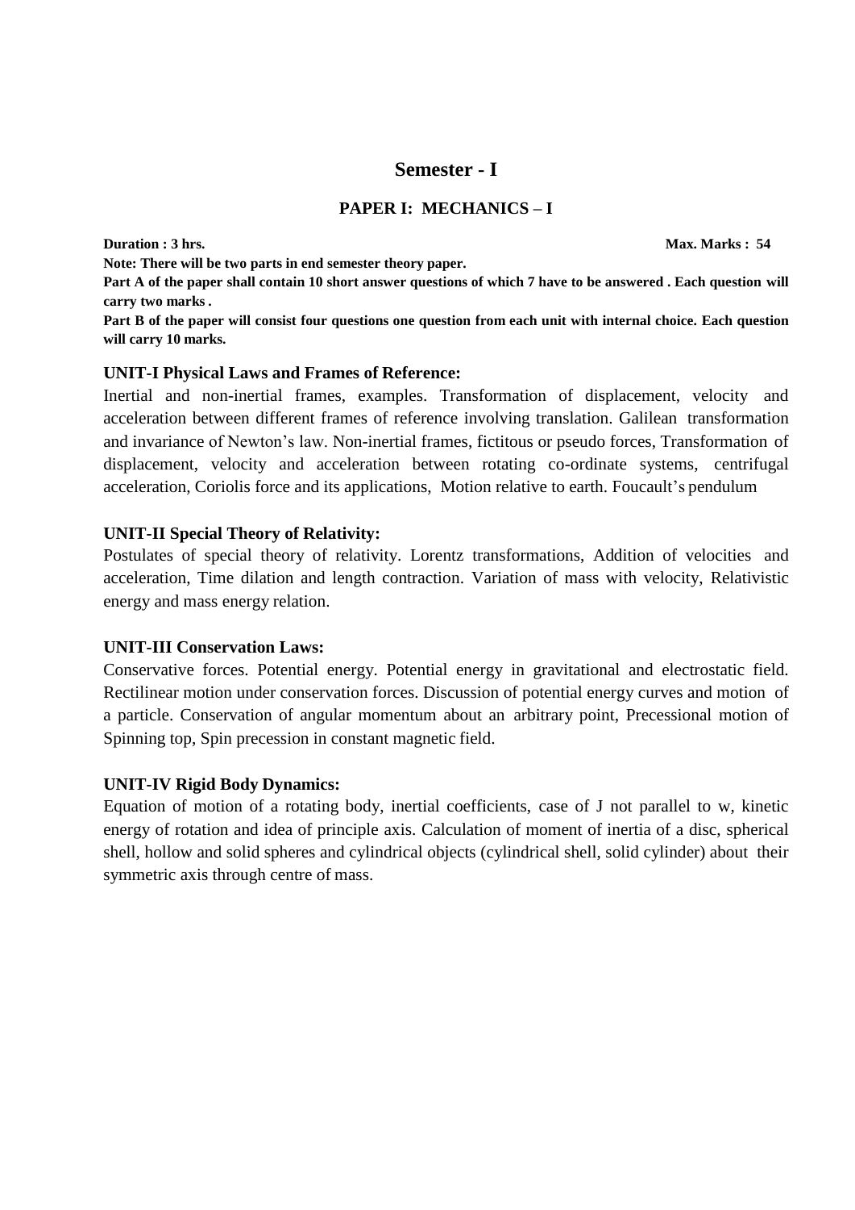## Semester - I

### PAPER I: MECHANICS – I

**Duration : 3 hrs.** **Max. Marks : 54**

**Note: There will be two parts in end semester theory paper.**

**Part A of the paper shall contain 10 short answer questions of which 7 have to be answered . Each question will carry two marks .**

**Part B of the paper will consist four questions one question from each unit with internal choice. Each question will carry 10 marks.**

**UNIT-I Physical Laws and Frames of Reference:**

Inertial and non-inertial frames, examples. Transformation of displacement, velocity and acceleration between different frames of reference involving translation. Galilean transformation and invariance of Newton's law. Non-inertial frames, fictitous or pseudo forces, Transformation of displacement, velocity and acceleration between rotating co-ordinate systems, centrifugal acceleration, Coriolis force and its applications, Motion relative to earth. Foucault's pendulum

**UNIT-II Special Theory of Relativity:**

Postulates of special theory of relativity. Lorentz transformations, Addition of velocities and acceleration, Time dilation and length contraction. Variation of mass with velocity, Relativistic energy and mass energy relation.

**UNIT-III Conservation Laws:**

Conservative forces. Potential energy. Potential energy in gravitational and electrostatic field. Rectilinear motion under conservation forces. Discussion of potential energy curves and motion of a particle. Conservation of angular momentum about an arbitrary point, Precessional motion of Spinning top, Spin precession in constant magnetic field.

**UNIT-IV Rigid Body Dynamics:**

Equation of motion of a rotating body, inertial coefficients, case of J not parallel to w, kinetic energy of rotation and idea of principle axis. Calculation of moment of inertia of a disc, spherical shell, hollow and solid spheres and cylindrical objects (cylindrical shell, solid cylinder) about their symmetric axis through centre of mass.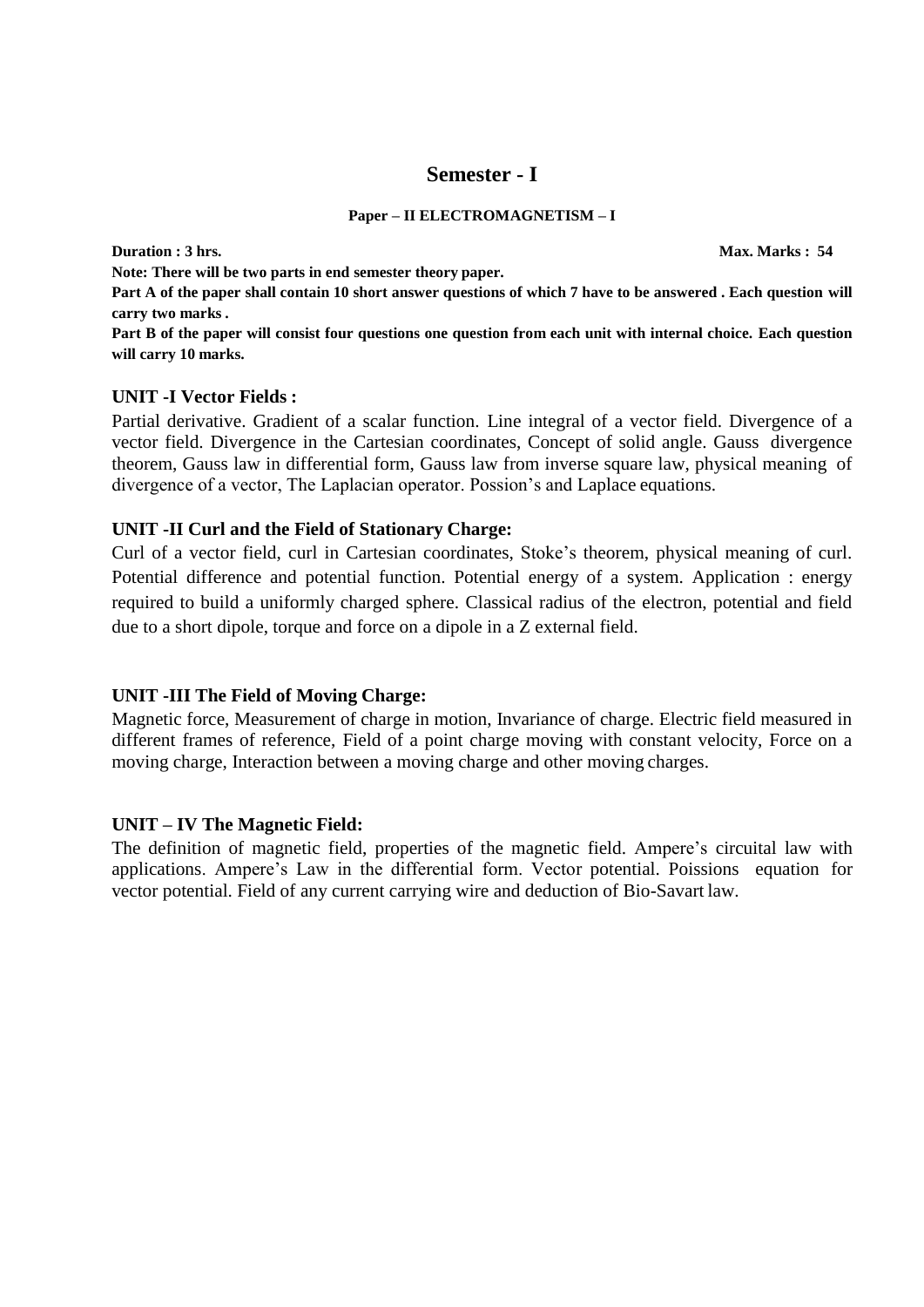# Semester - I

**Paper – II ELECTROMAGNETISM – I**

**Duration : 3 hrs.** **Max. Marks : 54**

**Note: There will be two parts in end semester theory paper.**

**Part A of the paper shall contain 10 short answer questions of which 7 have to be answered . Each question will carry two marks .**

**Part B of the paper will consist four questions one question from each unit with internal choice. Each question will carry 10 marks.**

### UNIT -I Vector Fields :

Partial derivative. Gradient of a scalar function. Line integral of a vector field. Divergence of a vector field. Divergence in the Cartesian coordinates, Concept of solid angle. Gauss divergence theorem, Gauss law in differential form, Gauss law from inverse square law, physical meaning of divergence of a vector, The Laplacian operator. Possion's and Laplace equations.

### UNIT -II Curl and the Field of Stationary Charge:

Curl of a vector field, curl in Cartesian coordinates, Stoke's theorem, physical meaning of curl. Potential difference and potential function. Potential energy of a system. Application : energy required to build a uniformly charged sphere. Classical radius of the electron, potential and field due to a short dipole, torque and force on a dipole in a Z external field.

### UNIT -III The Field of Moving Charge:

Magnetic force, Measurement of charge in motion, Invariance of charge. Electric field measured in different frames of reference, Field of a point charge moving with constant velocity, Force on a moving charge, Interaction between a moving charge and other moving charges.

### UNIT – IV The Magnetic Field:

The definition of magnetic field, properties of the magnetic field. Ampere's circuital law with applications. Ampere's Law in the differential form. Vector potential. Poissions equation for vector potential. Field of any current carrying wire and deduction of Bio-Savart law.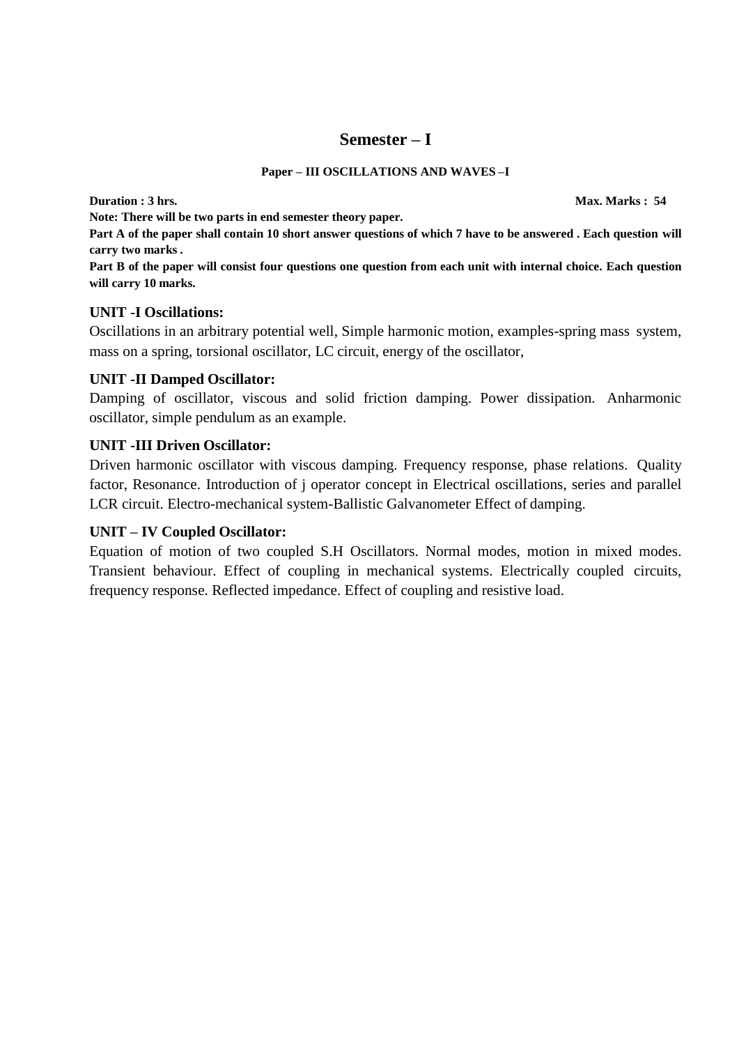# Semester – I

**Paper – III OSCILLATIONS AND WAVES –I**

**Duration : 3 hrs.** **Max. Marks : 54**

**Note: There will be two parts in end semester theory paper.**

**Part A of the paper shall contain 10 short answer questions of which 7 have to be answered . Each question will carry two marks .**

**Part B of the paper will consist four questions one question from each unit with internal choice. Each question will carry 10 marks.**

### UNIT -I Oscillations:

Oscillations in an arbitrary potential well, Simple harmonic motion, examples-spring mass system, mass on a spring, torsional oscillator, LC circuit, energy of the oscillator,

### UNIT -II Damped Oscillator:

Damping of oscillator, viscous and solid friction damping. Power dissipation. Anharmonic oscillator, simple pendulum as an example.

### UNIT -III Driven Oscillator:

Driven harmonic oscillator with viscous damping. Frequency response, phase relations. Quality factor, Resonance. Introduction of j operator concept in Electrical oscillations, series and parallel LCR circuit. Electro-mechanical system-Ballistic Galvanometer Effect of damping.

### UNIT – IV Coupled Oscillator:

Equation of motion of two coupled S.H Oscillators. Normal modes, motion in mixed modes. Transient behaviour. Effect of coupling in mechanical systems. Electrically coupled circuits, frequency response. Reflected impedance. Effect of coupling and resistive load.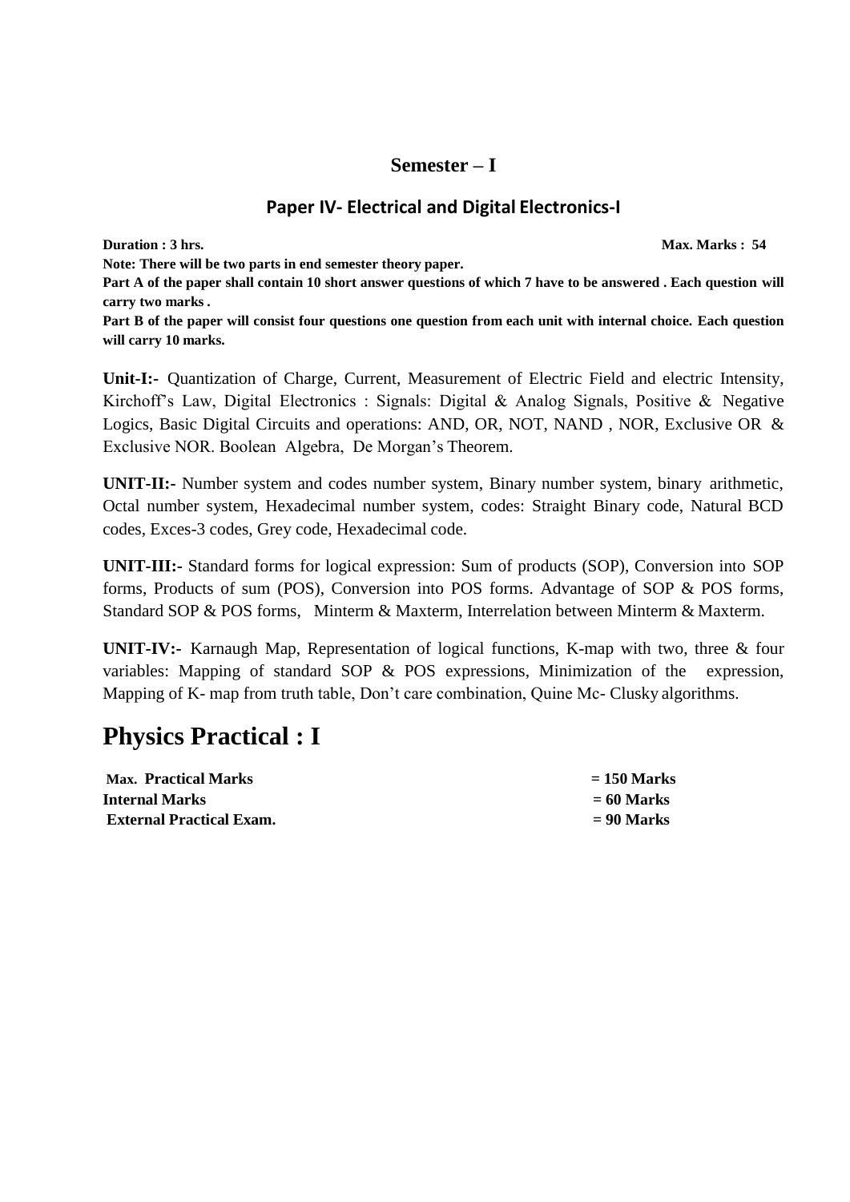## Semester – I

### Paper IV- Electrical and Digital Electronics-I

**Duration : 3 hrs.** **Max. Marks : 54**

**Note: There will be two parts in end semester theory paper.**

**Part A of the paper shall contain 10 short answer questions of which 7 have to be answered . Each question will carry two marks .**

**Part B of the paper will consist four questions one question from each unit with internal choice. Each question will carry 10 marks.**

**Unit-I:-** Quantization of Charge, Current, Measurement of Electric Field and electric Intensity, Kirchoff's Law, Digital Electronics : Signals: Digital & Analog Signals, Positive & Negative Logics, Basic Digital Circuits and operations: AND, OR, NOT, NAND , NOR, Exclusive OR & Exclusive NOR. Boolean Algebra, De Morgan's Theorem.

**UNIT-II:-** Number system and codes number system, Binary number system, binary arithmetic, Octal number system, Hexadecimal number system, codes: Straight Binary code, Natural BCD codes, Exces-3 codes, Grey code, Hexadecimal code.

**UNIT-III:-** Standard forms for logical expression: Sum of products (SOP), Conversion into SOP forms, Products of sum (POS), Conversion into POS forms. Advantage of SOP & POS forms, Standard SOP & POS forms, Minterm & Maxterm, Interrelation between Minterm & Maxterm.

**UNIT-IV:-** Karnaugh Map, Representation of logical functions, K-map with two, three & four variables: Mapping of standard SOP & POS expressions, Minimization of the expression, Mapping of K- map from truth table, Don't care combination, Quine Mc- Clusky algorithms.

# Physics Practical : I

**Max. Practical Marks** **= 150 Marks**
**Internal Marks** **= 60 Marks**
**External Practical Exam.** **= 90 Marks**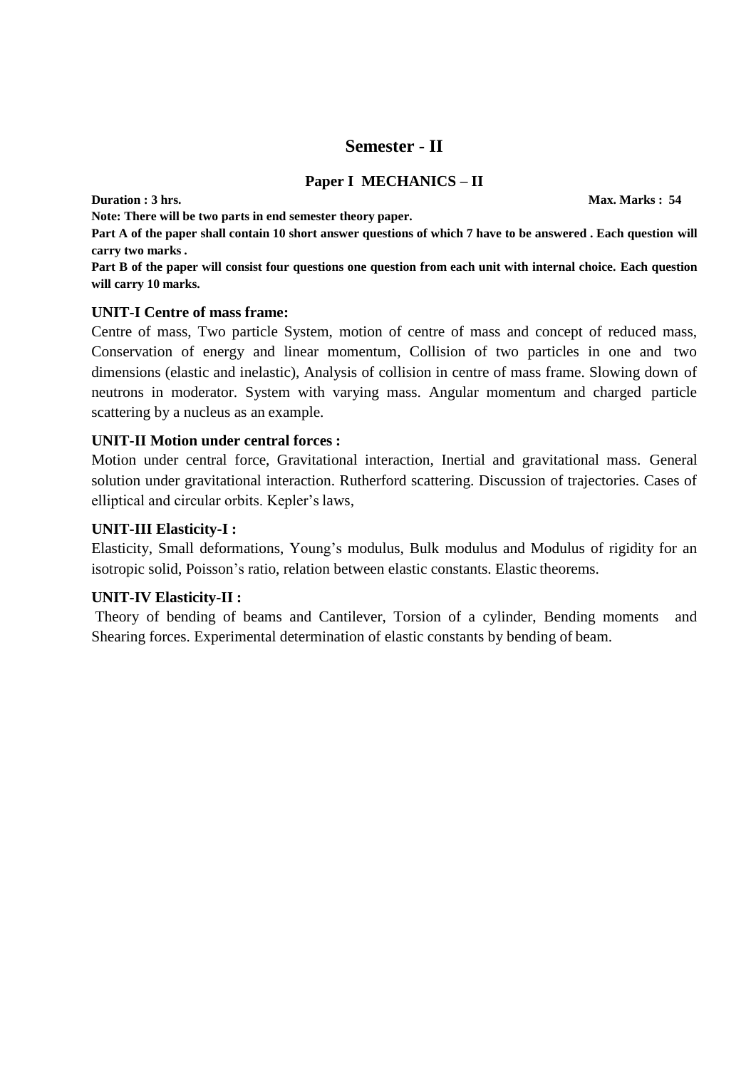# Semester - II

## Paper I MECHANICS – II

**Duration : 3 hrs.** **Max. Marks : 54**

**Note: There will be two parts in end semester theory paper.**

**Part A of the paper shall contain 10 short answer questions of which 7 have to be answered . Each question will carry two marks .**

**Part B of the paper will consist four questions one question from each unit with internal choice. Each question will carry 10 marks.**

### UNIT-I Centre of mass frame:

Centre of mass, Two particle System, motion of centre of mass and concept of reduced mass, Conservation of energy and linear momentum, Collision of two particles in one and two dimensions (elastic and inelastic), Analysis of collision in centre of mass frame. Slowing down of neutrons in moderator. System with varying mass. Angular momentum and charged particle scattering by a nucleus as an example.

### UNIT-II Motion under central forces :

Motion under central force, Gravitational interaction, Inertial and gravitational mass. General solution under gravitational interaction. Rutherford scattering. Discussion of trajectories. Cases of elliptical and circular orbits. Kepler's laws,

### UNIT-III Elasticity-I :

Elasticity, Small deformations, Young's modulus, Bulk modulus and Modulus of rigidity for an isotropic solid, Poisson's ratio, relation between elastic constants. Elastic theorems.

### UNIT-IV Elasticity-II :

Theory of bending of beams and Cantilever, Torsion of a cylinder, Bending moments and Shearing forces. Experimental determination of elastic constants by bending of beam.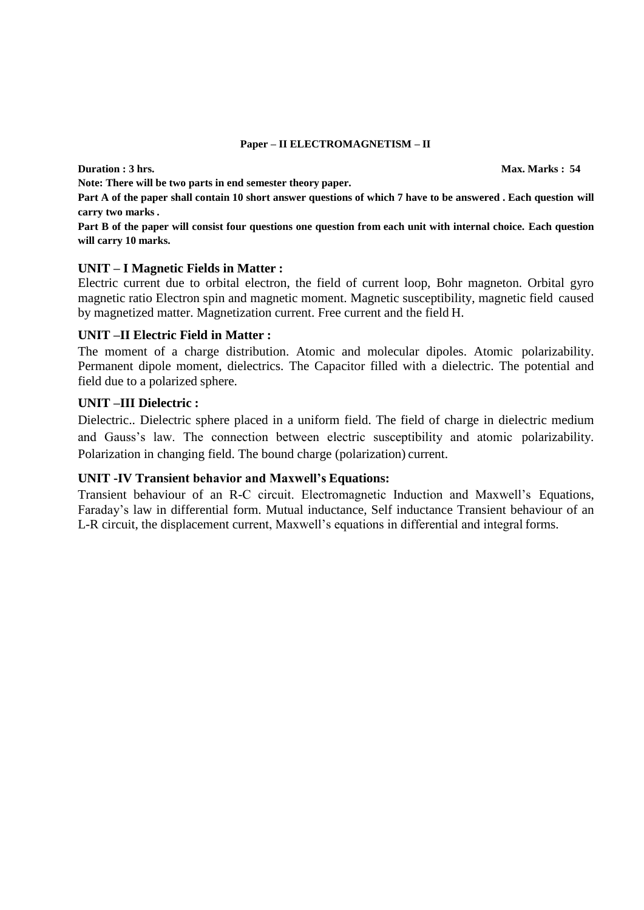## Paper – II ELECTROMAGNETISM – II

**Duration : 3 hrs.** **Max. Marks : 54**

**Note: There will be two parts in end semester theory paper.**

**Part A of the paper shall contain 10 short answer questions of which 7 have to be answered . Each question will carry two marks .**

**Part B of the paper will consist four questions one question from each unit with internal choice. Each question will carry 10 marks.**

### UNIT – I Magnetic Fields in Matter :

Electric current due to orbital electron, the field of current loop, Bohr magneton. Orbital gyro magnetic ratio Electron spin and magnetic moment. Magnetic susceptibility, magnetic field caused by magnetized matter. Magnetization current. Free current and the field H.

### UNIT –II Electric Field in Matter :

The moment of a charge distribution. Atomic and molecular dipoles. Atomic polarizability. Permanent dipole moment, dielectrics. The Capacitor filled with a dielectric. The potential and field due to a polarized sphere.

### UNIT –III Dielectric :

Dielectric.. Dielectric sphere placed in a uniform field. The field of charge in dielectric medium and Gauss's law. The connection between electric susceptibility and atomic polarizability. Polarization in changing field. The bound charge (polarization) current.

### UNIT -IV Transient behavior and Maxwell's Equations:

Transient behaviour of an R-C circuit. Electromagnetic Induction and Maxwell's Equations, Faraday's law in differential form. Mutual inductance, Self inductance Transient behaviour of an L-R circuit, the displacement current, Maxwell's equations in differential and integral forms.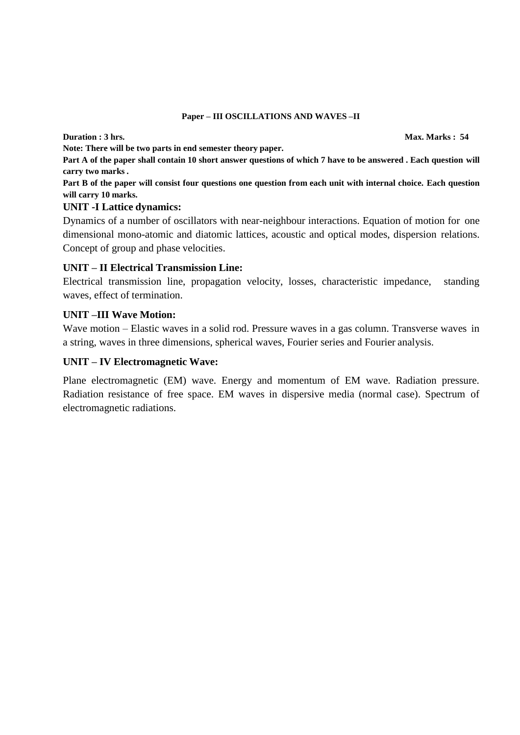## Paper – III OSCILLATIONS AND WAVES –II

**Duration : 3 hrs.** **Max. Marks : 54**

**Note: There will be two parts in end semester theory paper.**

**Part A of the paper shall contain 10 short answer questions of which 7 have to be answered . Each question will carry two marks .**

**Part B of the paper will consist four questions one question from each unit with internal choice. Each question will carry 10 marks.**

### UNIT -I Lattice dynamics:

Dynamics of a number of oscillators with near-neighbour interactions. Equation of motion for one dimensional mono-atomic and diatomic lattices, acoustic and optical modes, dispersion relations. Concept of group and phase velocities.

### UNIT – II Electrical Transmission Line:

Electrical transmission line, propagation velocity, losses, characteristic impedance, standing waves, effect of termination.

### UNIT –III Wave Motion:

Wave motion – Elastic waves in a solid rod. Pressure waves in a gas column. Transverse waves in a string, waves in three dimensions, spherical waves, Fourier series and Fourier analysis.

### UNIT – IV Electromagnetic Wave:

Plane electromagnetic (EM) wave. Energy and momentum of EM wave. Radiation pressure. Radiation resistance of free space. EM waves in dispersive media (normal case). Spectrum of electromagnetic radiations.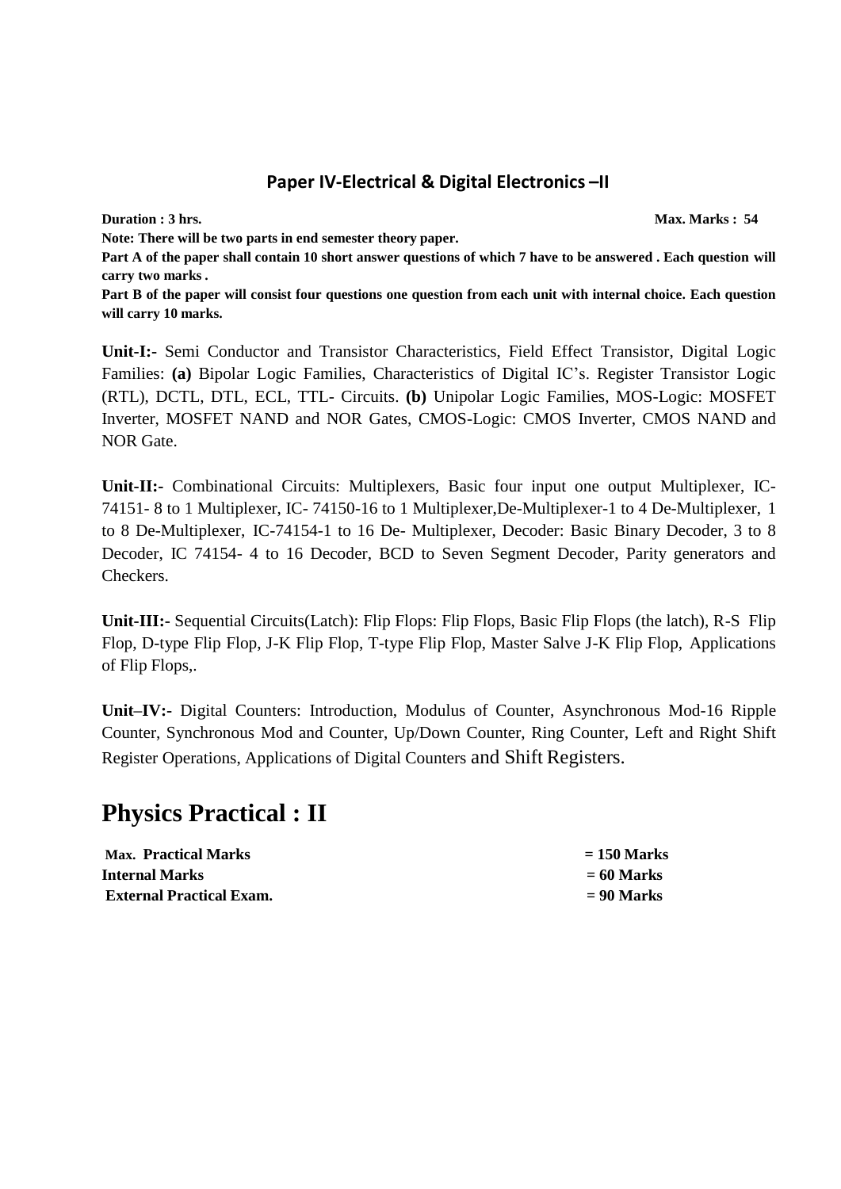## Paper IV-Electrical & Digital Electronics –II

**Duration : 3 hrs.** **Max. Marks : 54**

**Note: There will be two parts in end semester theory paper.**

**Part A of the paper shall contain 10 short answer questions of which 7 have to be answered . Each question will carry two marks .**

**Part B of the paper will consist four questions one question from each unit with internal choice. Each question will carry 10 marks.**

**Unit-I:-** Semi Conductor and Transistor Characteristics, Field Effect Transistor, Digital Logic Families: **(a)** Bipolar Logic Families, Characteristics of Digital IC's. Register Transistor Logic (RTL), DCTL, DTL, ECL, TTL- Circuits. **(b)** Unipolar Logic Families, MOS-Logic: MOSFET Inverter, MOSFET NAND and NOR Gates, CMOS-Logic: CMOS Inverter, CMOS NAND and NOR Gate.

**Unit-II:-** Combinational Circuits: Multiplexers, Basic four input one output Multiplexer, IC-74151- 8 to 1 Multiplexer, IC- 74150-16 to 1 Multiplexer,De-Multiplexer-1 to 4 De-Multiplexer, 1 to 8 De-Multiplexer, IC-74154-1 to 16 De- Multiplexer, Decoder: Basic Binary Decoder, 3 to 8 Decoder, IC 74154- 4 to 16 Decoder, BCD to Seven Segment Decoder, Parity generators and Checkers.

**Unit-III:-** Sequential Circuits(Latch): Flip Flops: Flip Flops, Basic Flip Flops (the latch), R-S Flip Flop, D-type Flip Flop, J-K Flip Flop, T-type Flip Flop, Master Salve J-K Flip Flop, Applications of Flip Flops,.

**Unit–IV:-** Digital Counters: Introduction, Modulus of Counter, Asynchronous Mod-16 Ripple Counter, Synchronous Mod and Counter, Up/Down Counter, Ring Counter, Left and Right Shift Register Operations, Applications of Digital Counters and Shift Registers.

# Physics Practical : II

| | |
|---|---|
| **Max. Practical Marks** | **= 150 Marks** |
| **Internal Marks** | **= 60 Marks** |
| **External Practical Exam.** | **= 90 Marks** |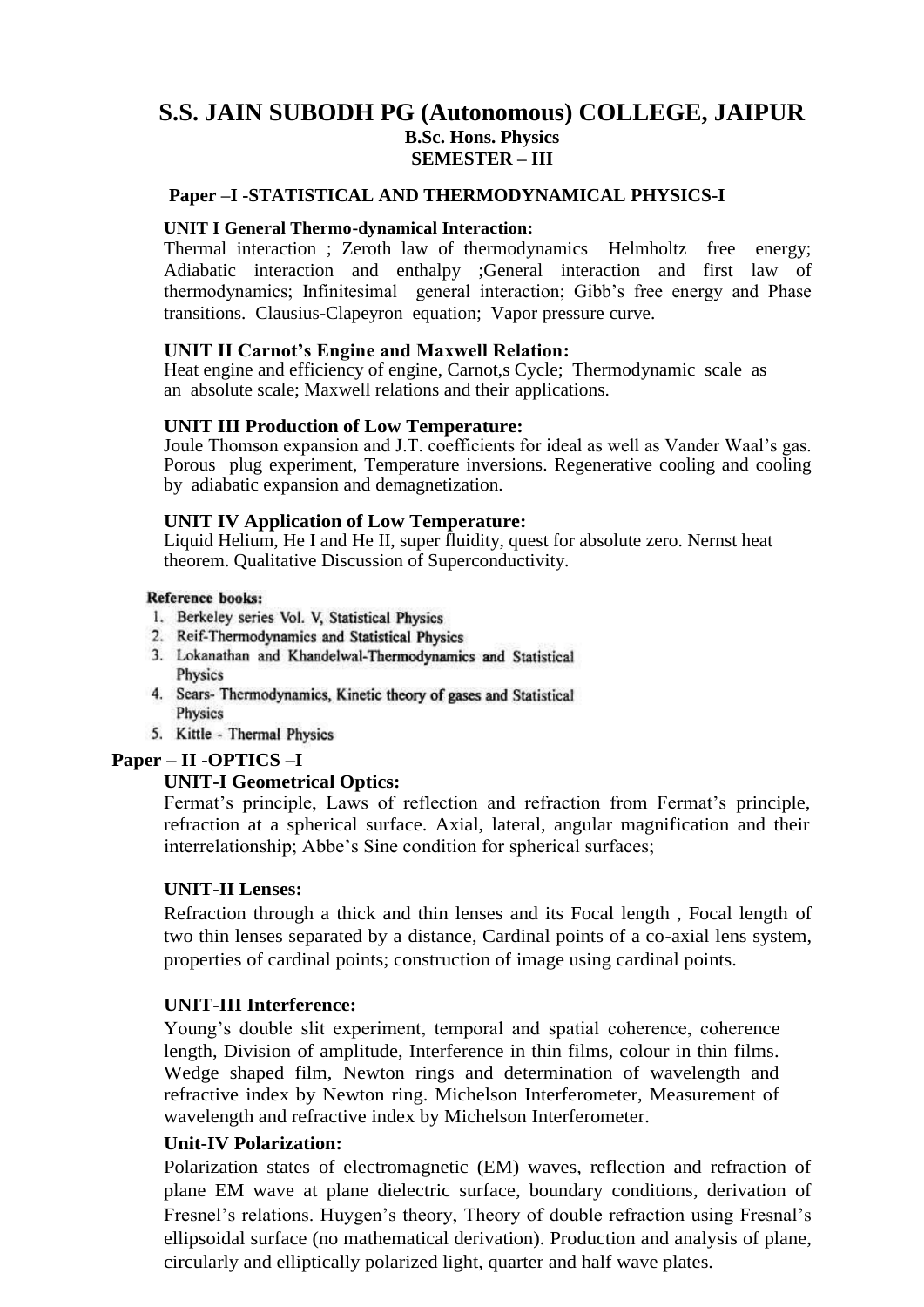# S.S. JAIN SUBODH PG (Autonomous) COLLEGE, JAIPUR

**B.Sc. Hons. Physics**

**SEMESTER – III**

## Paper –I -STATISTICAL AND THERMODYNAMICAL PHYSICS-I

**UNIT I General Thermo-dynamical Interaction:**

Thermal interaction ; Zeroth law of thermodynamics Helmholtz free energy; Adiabatic interaction and enthalpy ;General interaction and first law of thermodynamics; Infinitesimal general interaction; Gibb's free energy and Phase transitions. Clausius-Clapeyron equation; Vapor pressure curve.

**UNIT II Carnot's Engine and Maxwell Relation:**

Heat engine and efficiency of engine, Carnot,s Cycle; Thermodynamic scale as an absolute scale; Maxwell relations and their applications.

**UNIT III Production of Low Temperature:**

Joule Thomson expansion and J.T. coefficients for ideal as well as Vander Waal's gas. Porous plug experiment, Temperature inversions. Regenerative cooling and cooling by adiabatic expansion and demagnetization.

**UNIT IV Application of Low Temperature:**

Liquid Helium, He I and He II, super fluidity, quest for absolute zero. Nernst heat theorem. Qualitative Discussion of Superconductivity.

**Reference books:**

1. Berkeley series Vol. V, Statistical Physics
2. Reif-Thermodynamics and Statistical Physics
3. Lokanathan and Khandelwal-Thermodynamics and Statistical Physics
4. Sears- Thermodynamics, Kinetic theory of gases and Statistical Physics
5. Kittle - Thermal Physics

## Paper – II -OPTICS –I

**UNIT-I Geometrical Optics:**

Fermat's principle, Laws of reflection and refraction from Fermat's principle, refraction at a spherical surface. Axial, lateral, angular magnification and their interrelationship; Abbe's Sine condition for spherical surfaces;

**UNIT-II Lenses:**

Refraction through a thick and thin lenses and its Focal length , Focal length of two thin lenses separated by a distance, Cardinal points of a co-axial lens system, properties of cardinal points; construction of image using cardinal points.

**UNIT-III Interference:**

Young's double slit experiment, temporal and spatial coherence, coherence length, Division of amplitude, Interference in thin films, colour in thin films. Wedge shaped film, Newton rings and determination of wavelength and refractive index by Newton ring. Michelson Interferometer, Measurement of wavelength and refractive index by Michelson Interferometer.

**Unit-IV Polarization:**

Polarization states of electromagnetic (EM) waves, reflection and refraction of plane EM wave at plane dielectric surface, boundary conditions, derivation of Fresnel's relations. Huygen's theory, Theory of double refraction using Fresnal's ellipsoidal surface (no mathematical derivation). Production and analysis of plane, circularly and elliptically polarized light, quarter and half wave plates.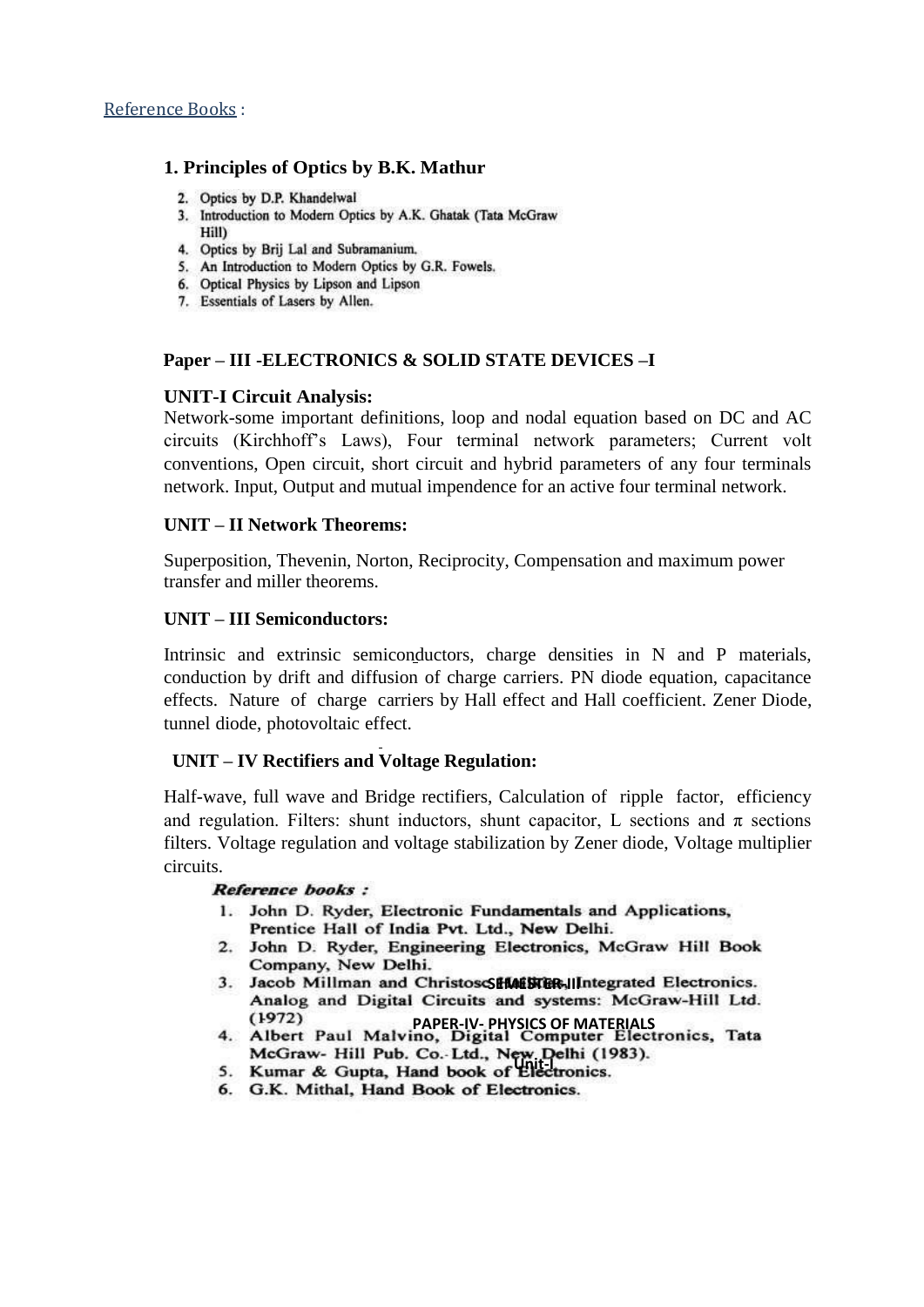Reference Books :

1. **Principles of Optics by B.K. Mathur**
2. Optics by D.P. Khandelwal
3. Introduction to Modern Optics by A.K. Ghatak (Tata McGraw Hill)
4. Optics by Brij Lal and Subramanium.
5. An Introduction to Modern Optics by G.R. Fowels.
6. Optical Physics by Lipson and Lipson
7. Essentials of Lasers by Allen.

## Paper – III -ELECTRONICS & SOLID STATE DEVICES –I

### UNIT-I Circuit Analysis:

Network-some important definitions, loop and nodal equation based on DC and AC circuits (Kirchhoff's Laws), Four terminal network parameters; Current volt conventions, Open circuit, short circuit and hybrid parameters of any four terminals network. Input, Output and mutual impendence for an active four terminal network.

### UNIT – II Network Theorems:

Superposition, Thevenin, Norton, Reciprocity, Compensation and maximum power transfer and miller theorems.

### UNIT – III Semiconductors:

Intrinsic and extrinsic semiconductors, charge densities in N and P materials, conduction by drift and diffusion of charge carriers. PN diode equation, capacitance effects. Nature of charge carriers by Hall effect and Hall coefficient. Zener Diode, tunnel diode, photovoltaic effect.

### UNIT – IV Rectifiers and Voltage Regulation:

Half-wave, full wave and Bridge rectifiers, Calculation of ripple factor, efficiency and regulation. Filters: shunt inductors, shunt capacitor, L sections and π sections filters. Voltage regulation and voltage stabilization by Zener diode, Voltage multiplier circuits.

***Reference books :***

1. John D. Ryder, Electronic Fundamentals and Applications, Prentice Hall of India Pvt. Ltd., New Delhi.
2. John D. Ryder, Engineering Electronics, McGraw Hill Book Company, New Delhi.
3. Jacob Millman and Christos C. Halkias, Integrated Electronics. Analog and Digital Circuits and systems: McGraw-Hill Ltd. (1972)
4. Albert Paul Malvino, Digital Computer Electronics, Tata McGraw- Hill Pub. Co. Ltd., New Delhi (1983).
5. Kumar & Gupta, Hand book of Electronics.
6. G.K. Mithal, Hand Book of Electronics.

SEMESTER-II

PAPER-IV- PHYSICS OF MATERIALS

Unit-I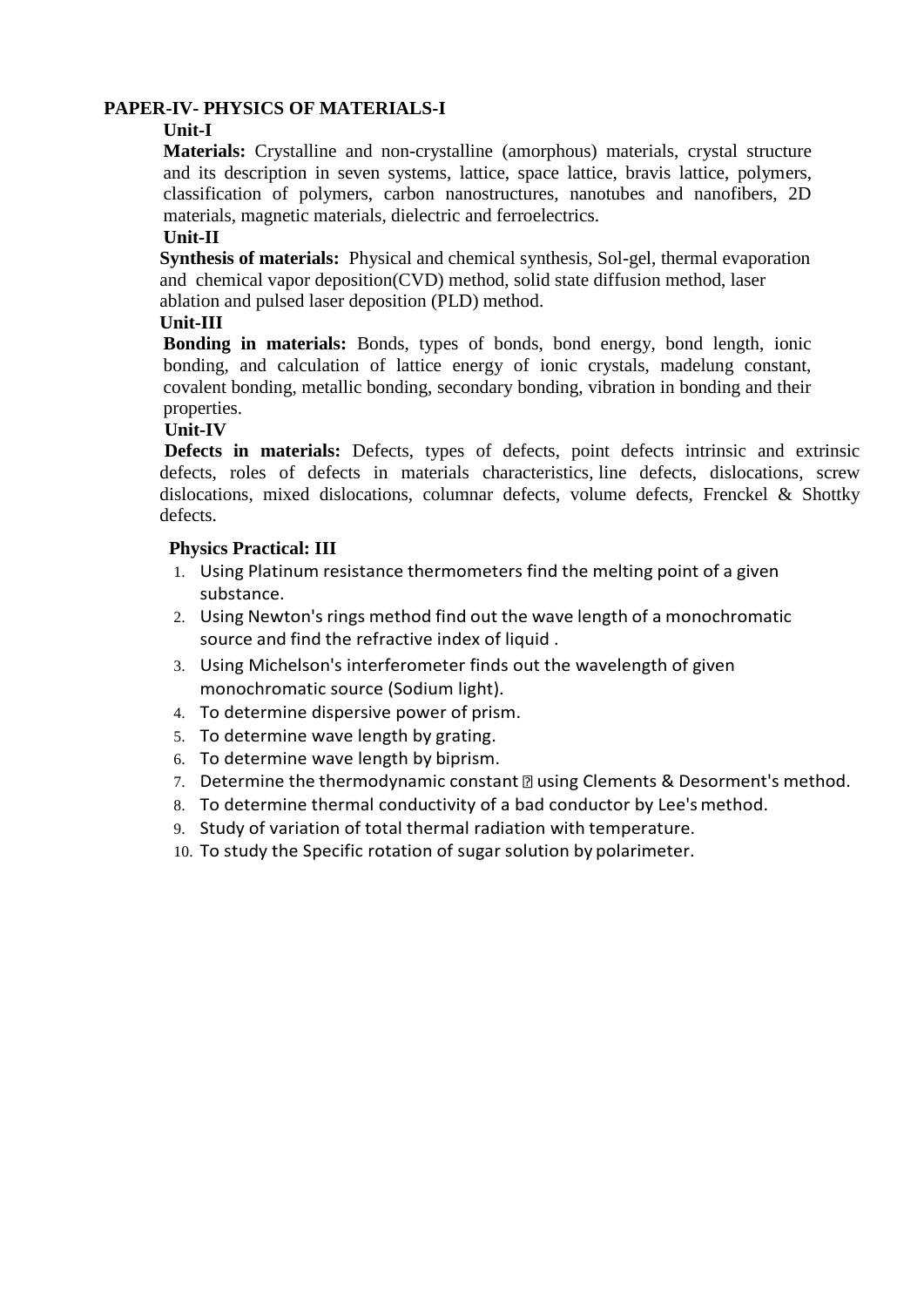## PAPER-IV- PHYSICS OF MATERIALS-I

### Unit-I

**Materials:** Crystalline and non-crystalline (amorphous) materials, crystal structure and its description in seven systems, lattice, space lattice, bravis lattice, polymers, classification of polymers, carbon nanostructures, nanotubes and nanofibers, 2D materials, magnetic materials, dielectric and ferroelectrics.

### Unit-II

**Synthesis of materials:** Physical and chemical synthesis, Sol-gel, thermal evaporation and chemical vapor deposition(CVD) method, solid state diffusion method, laser ablation and pulsed laser deposition (PLD) method.

### Unit-III

**Bonding in materials:** Bonds, types of bonds, bond energy, bond length, ionic bonding, and calculation of lattice energy of ionic crystals, madelung constant, covalent bonding, metallic bonding, secondary bonding, vibration in bonding and their properties.

### Unit-IV

**Defects in materials:** Defects, types of defects, point defects intrinsic and extrinsic defects, roles of defects in materials characteristics, line defects, dislocations, screw dislocations, mixed dislocations, columnar defects, volume defects, Frenckel & Shottky defects.

### Physics Practical: III

1. Using Platinum resistance thermometers find the melting point of a given substance.
2. Using Newton's rings method find out the wave length of a monochromatic source and find the refractive index of liquid .
3. Using Michelson's interferometer finds out the wavelength of given monochromatic source (Sodium light).
4. To determine dispersive power of prism.
5. To determine wave length by grating.
6. To determine wave length by biprism.
7. Determine the thermodynamic constant ? using Clements & Desorment's method.
8. To determine thermal conductivity of a bad conductor by Lee's method.
9. Study of variation of total thermal radiation with temperature.
10. To study the Specific rotation of sugar solution by polarimeter.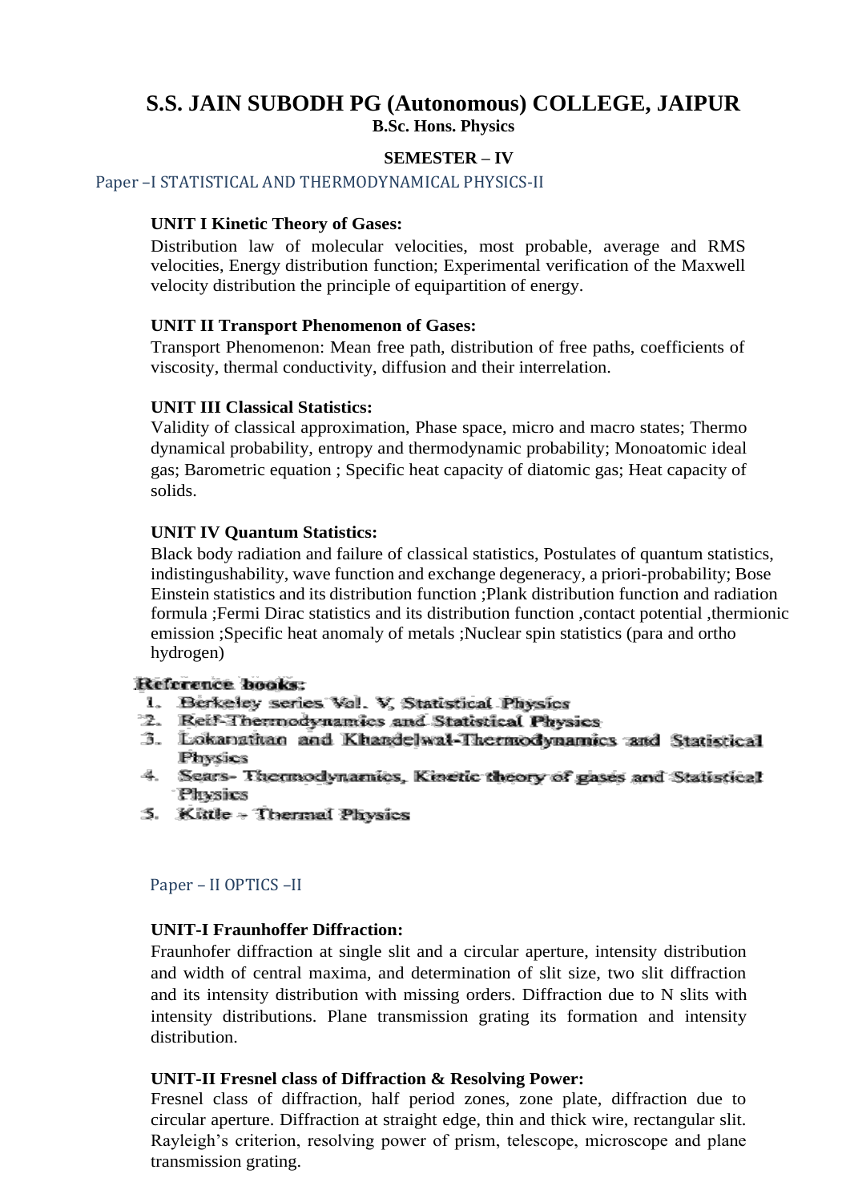# S.S. JAIN SUBODH PG (Autonomous) COLLEGE, JAIPUR

**B.Sc. Hons. Physics**

**SEMESTER – IV**

## Paper –I STATISTICAL AND THERMODYNAMICAL PHYSICS-II

**UNIT I Kinetic Theory of Gases:**

Distribution law of molecular velocities, most probable, average and RMS velocities, Energy distribution function; Experimental verification of the Maxwell velocity distribution the principle of equipartition of energy.

**UNIT II Transport Phenomenon of Gases:**

Transport Phenomenon: Mean free path, distribution of free paths, coefficients of viscosity, thermal conductivity, diffusion and their interrelation.

**UNIT III Classical Statistics:**

Validity of classical approximation, Phase space, micro and macro states; Thermo dynamical probability, entropy and thermodynamic probability; Monoatomic ideal gas; Barometric equation ; Specific heat capacity of diatomic gas; Heat capacity of solids.

**UNIT IV Quantum Statistics:**

Black body radiation and failure of classical statistics, Postulates of quantum statistics, indistingushability, wave function and exchange degeneracy, a priori-probability; Bose Einstein statistics and its distribution function ;Plank distribution function and radiation formula ;Fermi Dirac statistics and its distribution function ,contact potential ,thermionic emission ;Specific heat anomaly of metals ;Nuclear spin statistics (para and ortho hydrogen)

**Reference books:**

1. Berkeley series Vol. V, Statistical Physics
2. Reif-Thermodynamics and Statistical Physics
3. Lokanathan and Khandelwal-Thermodynamics and Statistical Physics
4. Sears- Thermodynamics, Kinetic theory of gases and Statistical Physics
5. Kittle – Thermal Physics

## Paper – II OPTICS –II

**UNIT-I Fraunhoffer Diffraction:**

Fraunhofer diffraction at single slit and a circular aperture, intensity distribution and width of central maxima, and determination of slit size, two slit diffraction and its intensity distribution with missing orders. Diffraction due to N slits with intensity distributions. Plane transmission grating its formation and intensity distribution.

**UNIT-II Fresnel class of Diffraction & Resolving Power:**

Fresnel class of diffraction, half period zones, zone plate, diffraction due to circular aperture. Diffraction at straight edge, thin and thick wire, rectangular slit. Rayleigh's criterion, resolving power of prism, telescope, microscope and plane transmission grating.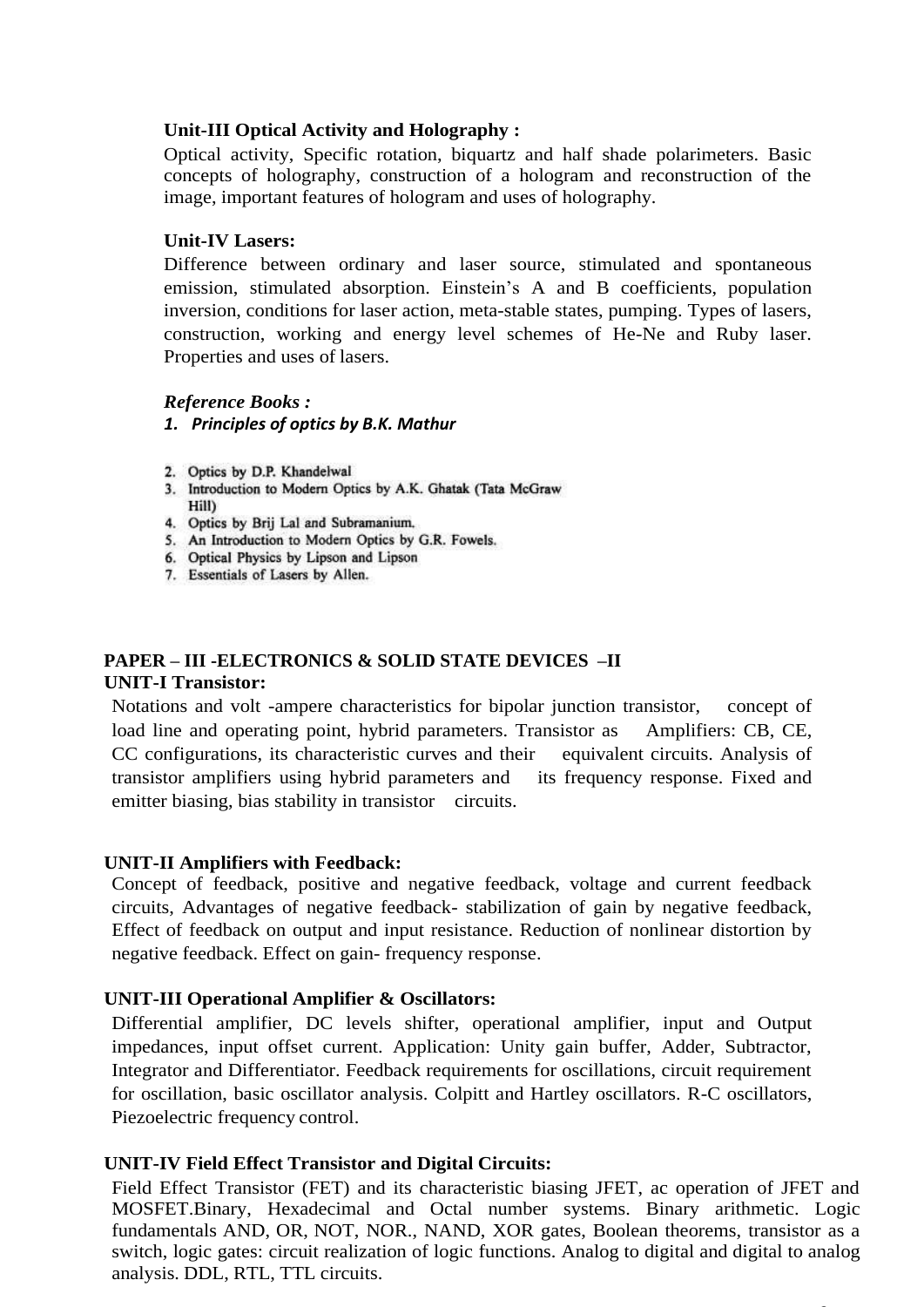**Unit-III Optical Activity and Holography :**

Optical activity, Specific rotation, biquartz and half shade polarimeters. Basic concepts of holography, construction of a hologram and reconstruction of the image, important features of hologram and uses of holography.

**Unit-IV Lasers:**

Difference between ordinary and laser source, stimulated and spontaneous emission, stimulated absorption. Einstein's A and B coefficients, population inversion, conditions for laser action, meta-stable states, pumping. Types of lasers, construction, working and energy level schemes of He-Ne and Ruby laser. Properties and uses of lasers.

***Reference Books :***

1. ***Principles of optics by B.K. Mathur***
2. Optics by D.P. Khandelwal
3. Introduction to Modern Optics by A.K. Ghatak (Tata McGraw Hill)
4. Optics by Brij Lal and Subramanium.
5. An Introduction to Modern Optics by G.R. Fowels.
6. Optical Physics by Lipson and Lipson
7. Essentials of Lasers by Allen.

## PAPER – III -ELECTRONICS & SOLID STATE DEVICES –II

**UNIT-I Transistor:**

Notations and volt -ampere characteristics for bipolar junction transistor, concept of load line and operating point, hybrid parameters. Transistor as Amplifiers: CB, CE, CC configurations, its characteristic curves and their equivalent circuits. Analysis of transistor amplifiers using hybrid parameters and its frequency response. Fixed and emitter biasing, bias stability in transistor circuits.

**UNIT-II Amplifiers with Feedback:**

Concept of feedback, positive and negative feedback, voltage and current feedback circuits, Advantages of negative feedback- stabilization of gain by negative feedback, Effect of feedback on output and input resistance. Reduction of nonlinear distortion by negative feedback. Effect on gain- frequency response.

**UNIT-III Operational Amplifier & Oscillators:**

Differential amplifier, DC levels shifter, operational amplifier, input and Output impedances, input offset current. Application: Unity gain buffer, Adder, Subtractor, Integrator and Differentiator. Feedback requirements for oscillations, circuit requirement for oscillation, basic oscillator analysis. Colpitt and Hartley oscillators. R-C oscillators, Piezoelectric frequency control.

**UNIT-IV Field Effect Transistor and Digital Circuits:**

Field Effect Transistor (FET) and its characteristic biasing JFET, ac operation of JFET and MOSFET.Binary, Hexadecimal and Octal number systems. Binary arithmetic. Logic fundamentals AND, OR, NOT, NOR., NAND, XOR gates, Boolean theorems, transistor as a switch, logic gates: circuit realization of logic functions. Analog to digital and digital to analog analysis. DDL, RTL, TTL circuits.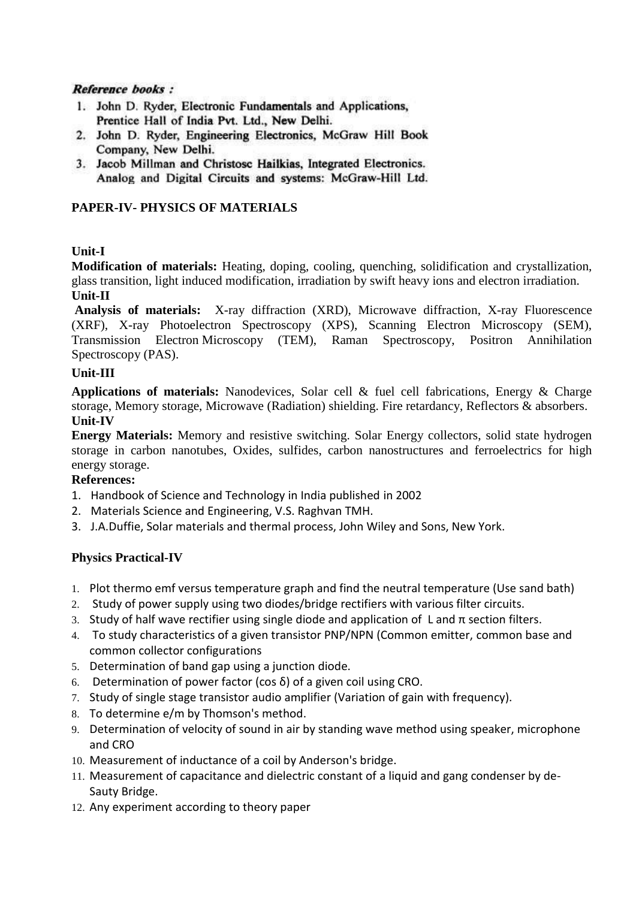***Reference books :***

1. John D. Ryder, Electronic Fundamentals and Applications, Prentice Hall of India Pvt. Ltd., New Delhi.
2. John D. Ryder, Engineering Electronics, McGraw Hill Book Company, New Delhi.
3. Jacob Millman and Christosc Hailkias, Integrated Electronics. Analog and Digital Circuits and systems: McGraw-Hill Ltd.

## PAPER-IV- PHYSICS OF MATERIALS

### Unit-I

**Modification of materials:** Heating, doping, cooling, quenching, solidification and crystallization, glass transition, light induced modification, irradiation by swift heavy ions and electron irradiation.

### Unit-II

**Analysis of materials:** X-ray diffraction (XRD), Microwave diffraction, X-ray Fluorescence (XRF), X-ray Photoelectron Spectroscopy (XPS), Scanning Electron Microscopy (SEM), Transmission Electron Microscopy (TEM), Raman Spectroscopy, Positron Annihilation Spectroscopy (PAS).

### Unit-III

**Applications of materials:** Nanodevices, Solar cell & fuel cell fabrications, Energy & Charge storage, Memory storage, Microwave (Radiation) shielding. Fire retardancy, Reflectors & absorbers.

### Unit-IV

**Energy Materials:** Memory and resistive switching. Solar Energy collectors, solid state hydrogen storage in carbon nanotubes, Oxides, sulfides, carbon nanostructures and ferroelectrics for high energy storage.

**References:**

1. Handbook of Science and Technology in India published in 2002
2. Materials Science and Engineering, V.S. Raghvan TMH.
3. J.A.Duffie, Solar materials and thermal process, John Wiley and Sons, New York.

## Physics Practical-IV

1. Plot thermo emf versus temperature graph and find the neutral temperature (Use sand bath)
2. Study of power supply using two diodes/bridge rectifiers with various filter circuits.
3. Study of half wave rectifier using single diode and application of L and π section filters.
4. To study characteristics of a given transistor PNP/NPN (Common emitter, common base and common collector configurations
5. Determination of band gap using a junction diode.
6. Determination of power factor (cos δ) of a given coil using CRO.
7. Study of single stage transistor audio amplifier (Variation of gain with frequency).
8. To determine e/m by Thomson's method.
9. Determination of velocity of sound in air by standing wave method using speaker, microphone and CRO
10. Measurement of inductance of a coil by Anderson's bridge.
11. Measurement of capacitance and dielectric constant of a liquid and gang condenser by de-Sauty Bridge.
12. Any experiment according to theory paper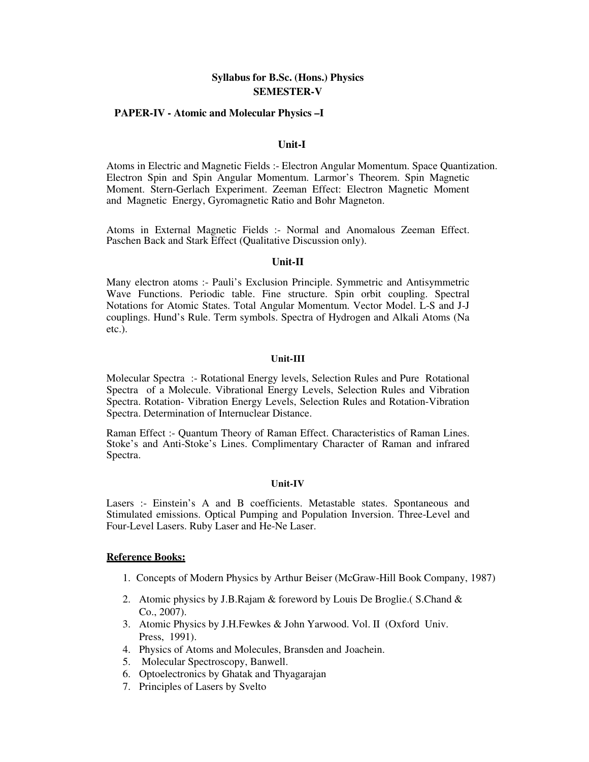## Syllabus for B.Sc. (Hons.) Physics
## SEMESTER-V

### PAPER-IV - Atomic and Molecular Physics –I

#### Unit-I

Atoms in Electric and Magnetic Fields :- Electron Angular Momentum. Space Quantization. Electron Spin and Spin Angular Momentum. Larmor's Theorem. Spin Magnetic Moment. Stern-Gerlach Experiment. Zeeman Effect: Electron Magnetic Moment and Magnetic Energy, Gyromagnetic Ratio and Bohr Magneton.

Atoms in External Magnetic Fields :- Normal and Anomalous Zeeman Effect. Paschen Back and Stark Effect (Qualitative Discussion only).

#### Unit-II

Many electron atoms :- Pauli's Exclusion Principle. Symmetric and Antisymmetric Wave Functions. Periodic table. Fine structure. Spin orbit coupling. Spectral Notations for Atomic States. Total Angular Momentum. Vector Model. L-S and J-J couplings. Hund's Rule. Term symbols. Spectra of Hydrogen and Alkali Atoms (Na etc.).

#### Unit-III

Molecular Spectra :- Rotational Energy levels, Selection Rules and Pure Rotational Spectra of a Molecule. Vibrational Energy Levels, Selection Rules and Vibration Spectra. Rotation- Vibration Energy Levels, Selection Rules and Rotation-Vibration Spectra. Determination of Internuclear Distance.

Raman Effect :- Quantum Theory of Raman Effect. Characteristics of Raman Lines. Stoke's and Anti-Stoke's Lines. Complimentary Character of Raman and infrared Spectra.

#### Unit-IV

Lasers :- Einstein's A and B coefficients. Metastable states. Spontaneous and Stimulated emissions. Optical Pumping and Population Inversion. Three-Level and Four-Level Lasers. Ruby Laser and He-Ne Laser.

**Reference Books:**

1. Concepts of Modern Physics by Arthur Beiser (McGraw-Hill Book Company, 1987)
2. Atomic physics by J.B.Rajam & foreword by Louis De Broglie.( S.Chand & Co., 2007).
3. Atomic Physics by J.H.Fewkes & John Yarwood. Vol. II (Oxford Univ. Press, 1991).
4. Physics of Atoms and Molecules, Bransden and Joachein.
5. Molecular Spectroscopy, Banwell.
6. Optoelectronics by Ghatak and Thyagarajan
7. Principles of Lasers by Svelto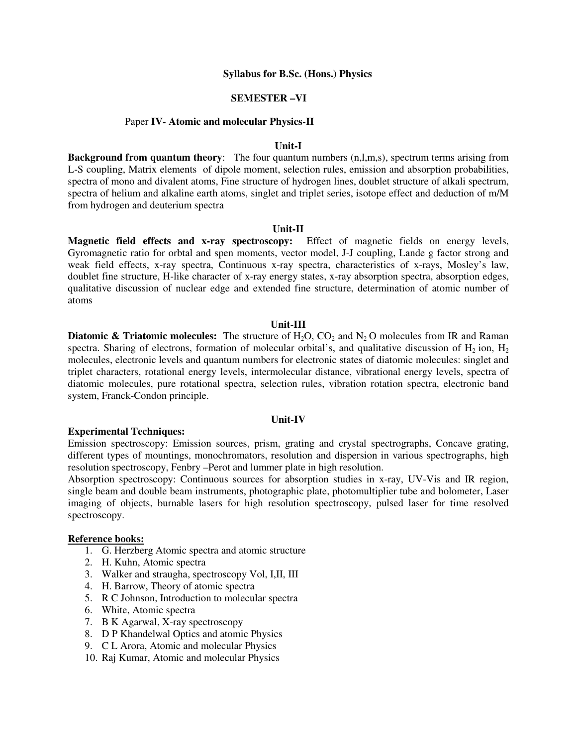**Syllabus for B.Sc. (Hons.) Physics**

**SEMESTER –VI**

Paper **IV- Atomic and molecular Physics-II**

**Unit-I**

**Background from quantum theory**: The four quantum numbers (n,l,m,s), spectrum terms arising from L-S coupling, Matrix elements of dipole moment, selection rules, emission and absorption probabilities, spectra of mono and divalent atoms, Fine structure of hydrogen lines, doublet structure of alkali spectrum, spectra of helium and alkaline earth atoms, singlet and triplet series, isotope effect and deduction of m/M from hydrogen and deuterium spectra

**Unit-II**

**Magnetic field effects and x-ray spectroscopy:** Effect of magnetic fields on energy levels, Gyromagnetic ratio for orbtal and spen moments, vector model, J-J coupling, Lande g factor strong and weak field effects, x-ray spectra, Continuous x-ray spectra, characteristics of x-rays, Mosley's law, doublet fine structure, H-like character of x-ray energy states, x-ray absorption spectra, absorption edges, qualitative discussion of nuclear edge and extended fine structure, determination of atomic number of atoms

**Unit-III**

**Diatomic & Triatomic molecules:** The structure of $H_2O$, $CO_2$ and $N_2O$ molecules from IR and Raman spectra. Sharing of electrons, formation of molecular orbital's, and qualitative discussion of $H_2$ ion, $H_2$ molecules, electronic levels and quantum numbers for electronic states of diatomic molecules: singlet and triplet characters, rotational energy levels, intermolecular distance, vibrational energy levels, spectra of diatomic molecules, pure rotational spectra, selection rules, vibration rotation spectra, electronic band system, Franck-Condon principle.

**Unit-IV**

**Experimental Techniques:**

Emission spectroscopy: Emission sources, prism, grating and crystal spectrographs, Concave grating, different types of mountings, monochromators, resolution and dispersion in various spectrographs, high resolution spectroscopy, Fenbry –Perot and lummer plate in high resolution.

Absorption spectroscopy: Continuous sources for absorption studies in x-ray, UV-Vis and IR region, single beam and double beam instruments, photographic plate, photomultiplier tube and bolometer, Laser imaging of objects, burnable lasers for high resolution spectroscopy, pulsed laser for time resolved spectroscopy.

**Reference books:**

1. G. Herzberg Atomic spectra and atomic structure
2. H. Kuhn, Atomic spectra
3. Walker and straugha, spectroscopy Vol, I,II, III
4. H. Barrow, Theory of atomic spectra
5. R C Johnson, Introduction to molecular spectra
6. White, Atomic spectra
7. B K Agarwal, X-ray spectroscopy
8. D P Khandelwal Optics and atomic Physics
9. C L Arora, Atomic and molecular Physics
10. Raj Kumar, Atomic and molecular Physics